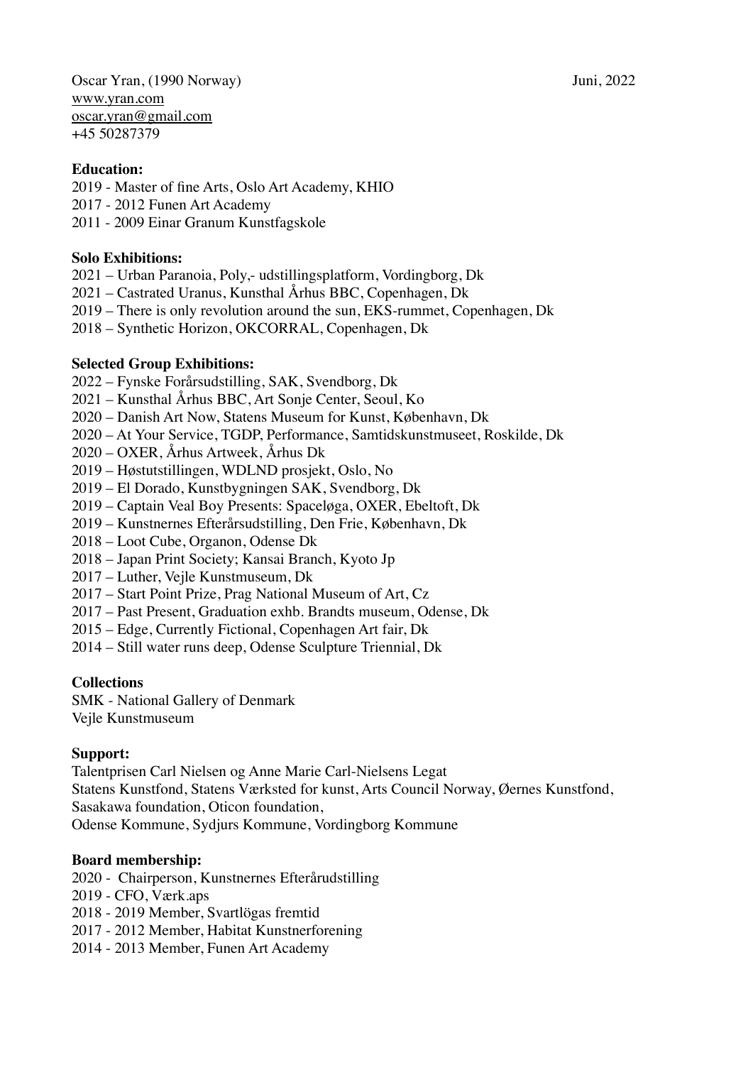Oscar Yran, (1990 Norway) Juni, 2022
www.yran.com
oscar.yran@gmail.com
+45 50287379

**Education:**

2019 - Master of fine Arts, Oslo Art Academy, KHIO
2017 - 2012 Funen Art Academy
2011 - 2009 Einar Granum Kunstfagskole

**Solo Exhibitions:**

2021 – Urban Paranoia, Poly,- udstillingsplatform, Vordingborg, Dk
2021 – Castrated Uranus, Kunsthal Århus BBC, Copenhagen, Dk
2019 – There is only revolution around the sun, EKS-rummet, Copenhagen, Dk
2018 – Synthetic Horizon, OKCORRAL, Copenhagen, Dk

**Selected Group Exhibitions:**

2022 – Fynske Forårsudstilling, SAK, Svendborg, Dk
2021 – Kunsthal Århus BBC, Art Sonje Center, Seoul, Ko
2020 – Danish Art Now, Statens Museum for Kunst, København, Dk
2020 – At Your Service, TGDP, Performance, Samtidskunstmuseet, Roskilde, Dk
2020 – OXER, Århus Artweek, Århus Dk
2019 – Høstutstillingen, WDLND prosjekt, Oslo, No
2019 – El Dorado, Kunstbygningen SAK, Svendborg, Dk
2019 – Captain Veal Boy Presents: Spaceløga, OXER, Ebeltoft, Dk
2019 – Kunstnernes Efterårsudstilling, Den Frie, København, Dk
2018 – Loot Cube, Organon, Odense Dk
2018 – Japan Print Society; Kansai Branch, Kyoto Jp
2017 – Luther, Vejle Kunstmuseum, Dk
2017 – Start Point Prize, Prag National Museum of Art, Cz
2017 – Past Present, Graduation exhb. Brandts museum, Odense, Dk
2015 – Edge, Currently Fictional, Copenhagen Art fair, Dk
2014 – Still water runs deep, Odense Sculpture Triennial, Dk

**Collections**

SMK - National Gallery of Denmark
Vejle Kunstmuseum

**Support:**

Talentprisen Carl Nielsen og Anne Marie Carl-Nielsens Legat
Statens Kunstfond, Statens Værksted for kunst, Arts Council Norway, Øernes Kunstfond,
Sasakawa foundation, Oticon foundation,
Odense Kommune, Sydjurs Kommune, Vordingborg Kommune

**Board membership:**

2020 - Chairperson, Kunstnernes Efterårudstilling
2019 - CFO, Værk.aps
2018 - 2019 Member, Svartlögas fremtid
2017 - 2012 Member, Habitat Kunstnerforening
2014 - 2013 Member, Funen Art Academy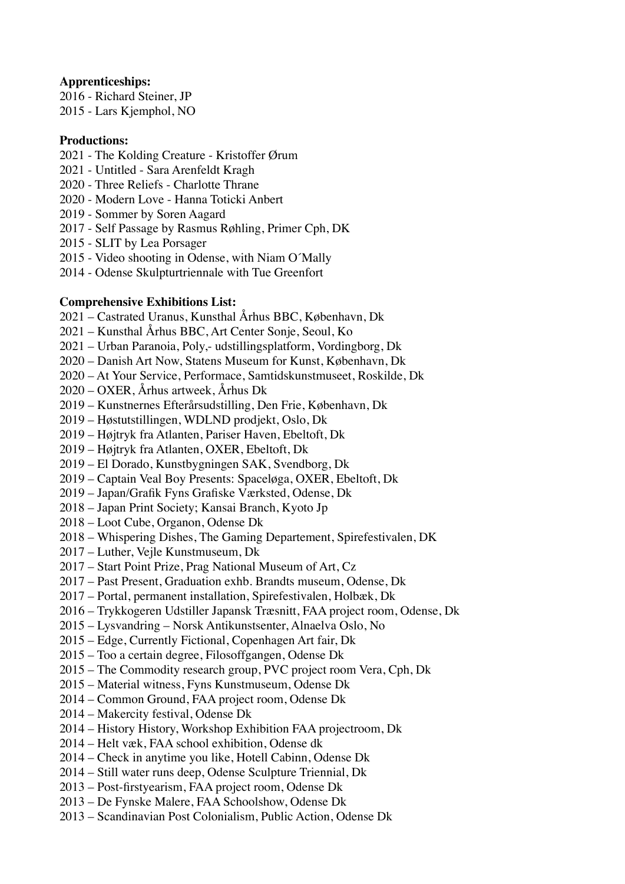**Apprenticeships:**

2016 - Richard Steiner, JP
2015 - Lars Kjemphol, NO

**Productions:**

2021 - The Kolding Creature - Kristoffer Ørum
2021 - Untitled - Sara Arenfeldt Kragh
2020 - Three Reliefs - Charlotte Thrane
2020 - Modern Love - Hanna Toticki Anbert
2019 - Sommer by Soren Aagard
2017 - Self Passage by Rasmus Røhling, Primer Cph, DK
2015 - SLIT by Lea Porsager
2015 - Video shooting in Odense, with Niam O´Mally
2014 - Odense Skulpturtriennale with Tue Greenfort

**Comprehensive Exhibitions List:**

2021 – Castrated Uranus, Kunsthal Århus BBC, København, Dk
2021 – Kunsthal Århus BBC, Art Center Sonje, Seoul, Ko
2021 – Urban Paranoia, Poly,- udstillingsplatform, Vordingborg, Dk
2020 – Danish Art Now, Statens Museum for Kunst, København, Dk
2020 – At Your Service, Performace, Samtidskunstmuseet, Roskilde, Dk
2020 – OXER, Århus artweek, Århus Dk
2019 – Kunstnernes Efterårsudstilling, Den Frie, København, Dk
2019 – Høstutstillingen, WDLND prodjekt, Oslo, Dk
2019 – Højtryk fra Atlanten, Pariser Haven, Ebeltoft, Dk
2019 – Højtryk fra Atlanten, OXER, Ebeltoft, Dk
2019 – El Dorado, Kunstbygningen SAK, Svendborg, Dk
2019 – Captain Veal Boy Presents: Spaceløga, OXER, Ebeltoft, Dk
2019 – Japan/Grafik Fyns Grafiske Værksted, Odense, Dk
2018 – Japan Print Society; Kansai Branch, Kyoto Jp
2018 – Loot Cube, Organon, Odense Dk
2018 – Whispering Dishes, The Gaming Departement, Spirefestivalen, DK
2017 – Luther, Vejle Kunstmuseum, Dk
2017 – Start Point Prize, Prag National Museum of Art, Cz
2017 – Past Present, Graduation exhb. Brandts museum, Odense, Dk
2017 – Portal, permanent installation, Spirefestivalen, Holbæk, Dk
2016 – Trykkogeren Udstiller Japansk Træsnitt, FAA project room, Odense, Dk
2015 – Lysvandring – Norsk Antikunstsenter, Alnaelva Oslo, No
2015 – Edge, Currently Fictional, Copenhagen Art fair, Dk
2015 – Too a certain degree, Filosoffgangen, Odense Dk
2015 – The Commodity research group, PVC project room Vera, Cph, Dk
2015 – Material witness, Fyns Kunstmuseum, Odense Dk
2014 – Common Ground, FAA project room, Odense Dk
2014 – Makercity festival, Odense Dk
2014 – History History, Workshop Exhibition FAA projectroom, Dk
2014 – Helt væk, FAA school exhibition, Odense dk
2014 – Check in anytime you like, Hotell Cabinn, Odense Dk
2014 – Still water runs deep, Odense Sculpture Triennial, Dk
2013 – Post-firstyearism, FAA project room, Odense Dk
2013 – De Fynske Malere, FAA Schoolshow, Odense Dk
2013 – Scandinavian Post Colonialism, Public Action, Odense Dk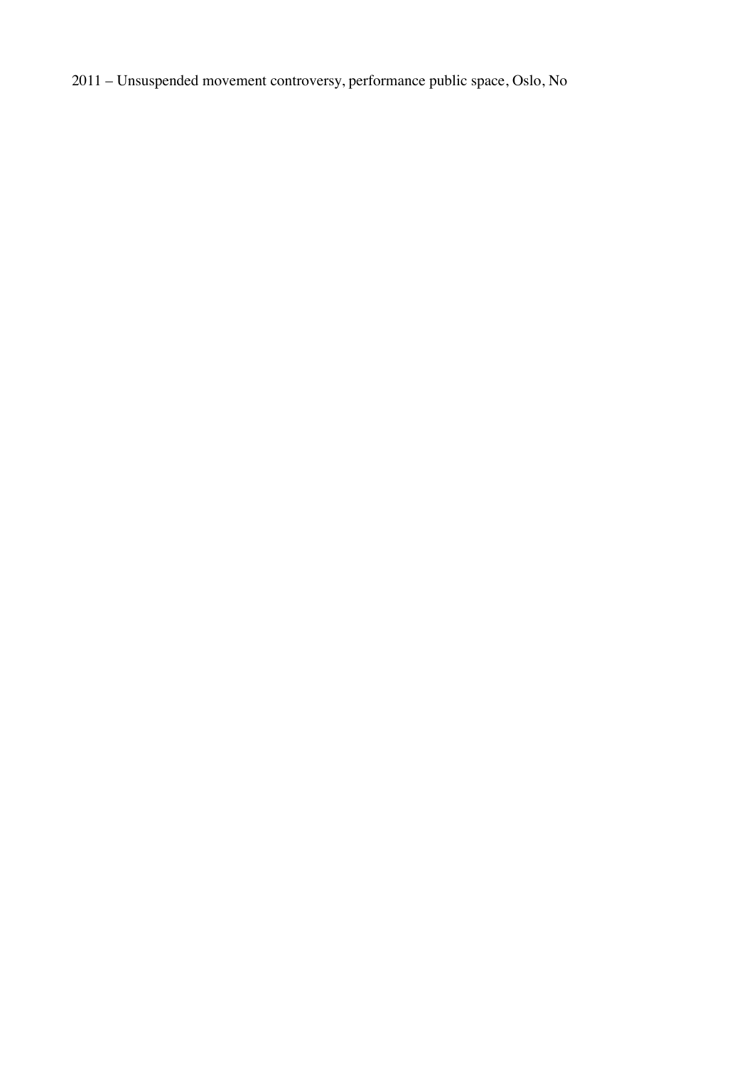2011 – Unsuspended movement controversy, performance public space, Oslo, No